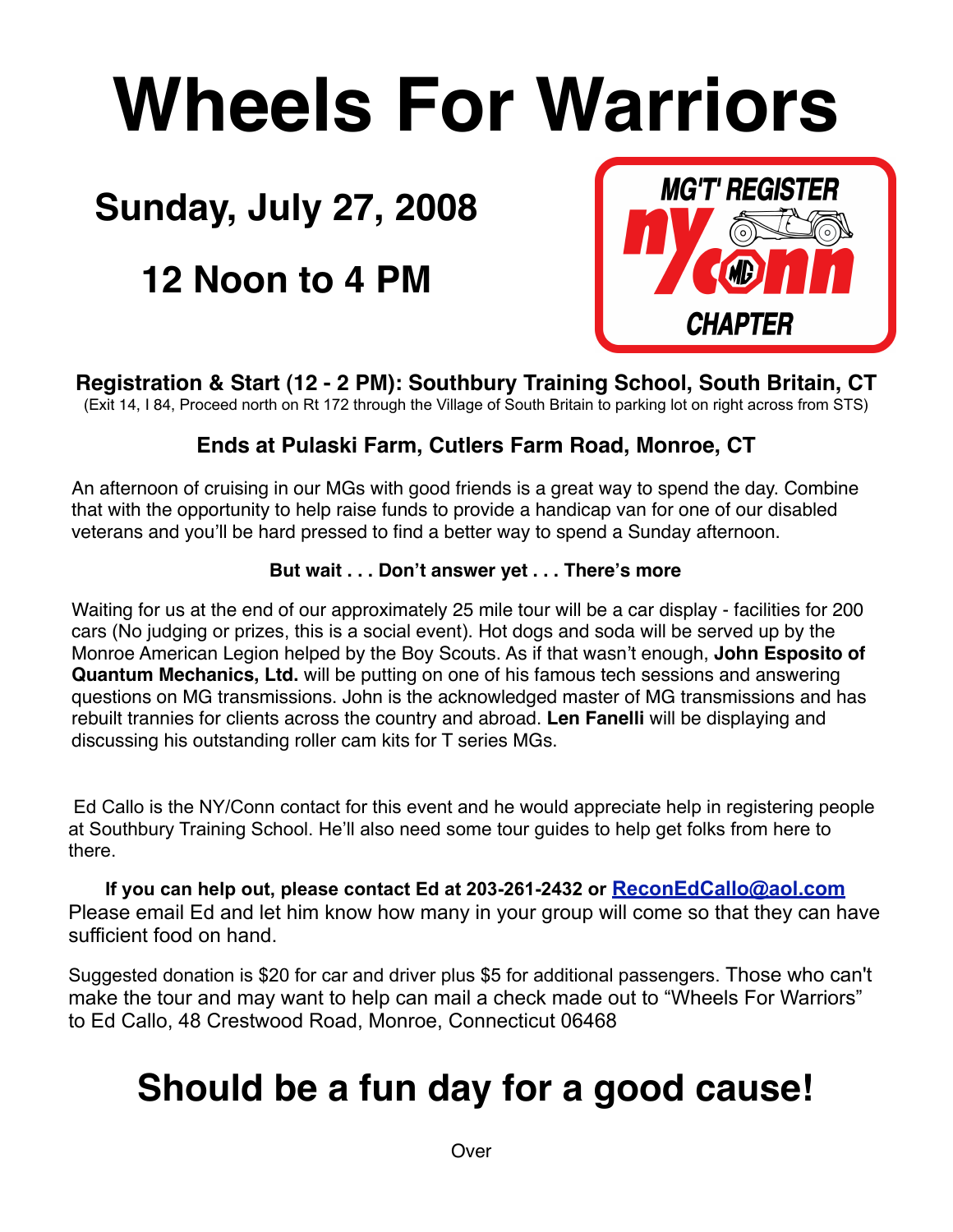# Wheels For Warriors

## Sunday, July 27, 2008

## 12 Noon to 4 PM

MG'T' REGISTER
ny conn
CHAPTER

### Registration & Start (12 - 2 PM): Southbury Training School, South Britain, CT

(Exit 14, I 84, Proceed north on Rt 172 through the Village of South Britain to parking lot on right across from STS)

### Ends at Pulaski Farm, Cutlers Farm Road, Monroe, CT

An afternoon of cruising in our MGs with good friends is a great way to spend the day. Combine that with the opportunity to help raise funds to provide a handicap van for one of our disabled veterans and you'll be hard pressed to find a better way to spend a Sunday afternoon.

**But wait . . . Don't answer yet . . . There's more**

Waiting for us at the end of our approximately 25 mile tour will be a car display - facilities for 200 cars (No judging or prizes, this is a social event). Hot dogs and soda will be served up by the Monroe American Legion helped by the Boy Scouts. As if that wasn't enough, **John Esposito of Quantum Mechanics, Ltd.** will be putting on one of his famous tech sessions and answering questions on MG transmissions. John is the acknowledged master of MG transmissions and has rebuilt trannies for clients across the country and abroad. **Len Fanelli** will be displaying and discussing his outstanding roller cam kits for T series MGs.

Ed Callo is the NY/Conn contact for this event and he would appreciate help in registering people at Southbury Training School. He'll also need some tour guides to help get folks from here to there.

**If you can help out, please contact Ed at 203-261-2432 or ReconEdCallo@aol.com**
Please email Ed and let him know how many in your group will come so that they can have sufficient food on hand.

Suggested donation is $20 for car and driver plus $5 for additional passengers. Those who can't make the tour and may want to help can mail a check made out to "Wheels For Warriors" to Ed Callo, 48 Crestwood Road, Monroe, Connecticut 06468

## Should be a fun day for a good cause!

Over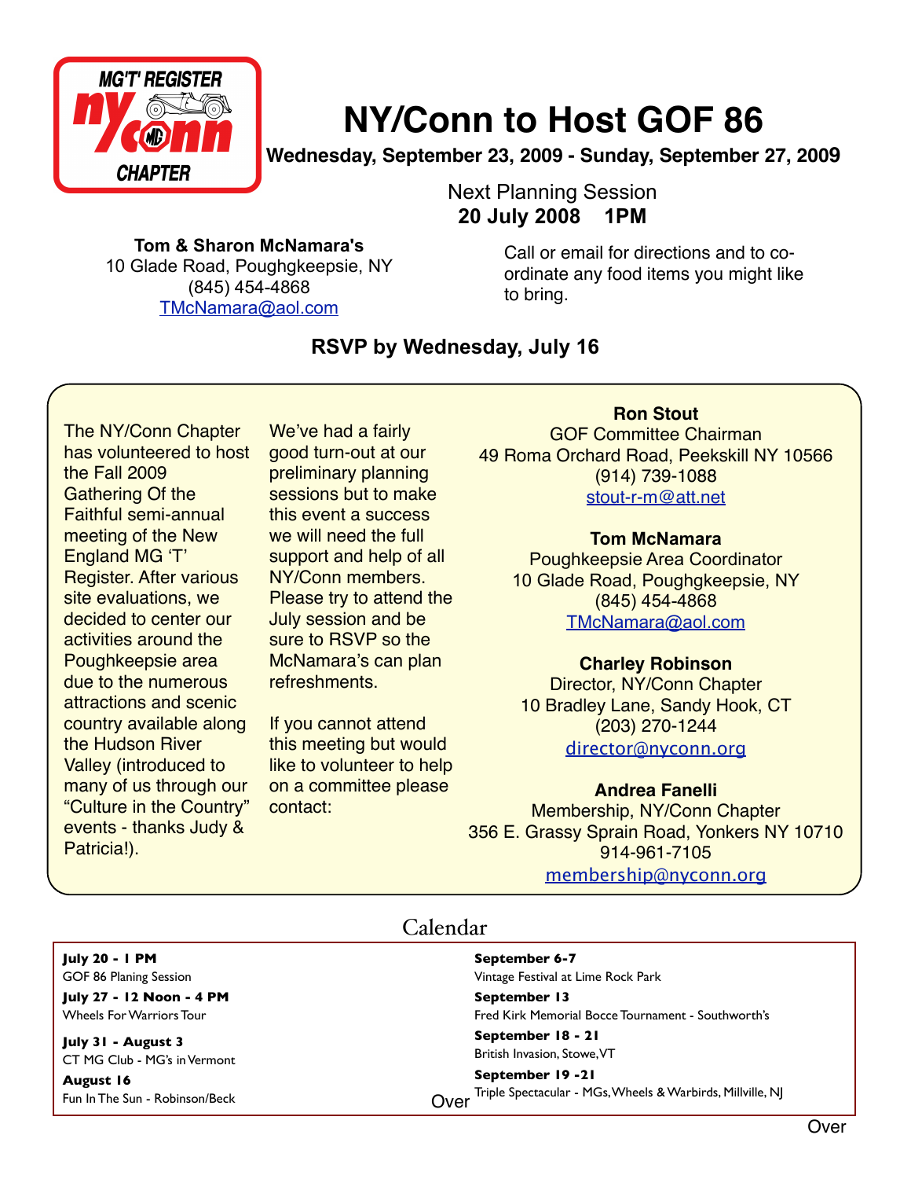MG'T' REGISTER
ny conn
CHAPTER

# NY/Conn to Host GOF 86

**Wednesday, September 23, 2009 - Sunday, September 27, 2009**

Next Planning Session
**20 July 2008 1PM**

**Tom & Sharon McNamara's**
10 Glade Road, Poughgkeepsie, NY
(845) 454-4868
TMcNamara@aol.com

Call or email for directions and to co-ordinate any food items you might like to bring.

**RSVP by Wednesday, July 16**

The NY/Conn Chapter has volunteered to host the Fall 2009 Gathering Of the Faithful semi-annual meeting of the New England MG 'T' Register. After various site evaluations, we decided to center our activities around the Poughkeepsie area due to the numerous attractions and scenic country available along the Hudson River Valley (introduced to many of us through our "Culture in the Country" events - thanks Judy & Patricia!).

We've had a fairly good turn-out at our preliminary planning sessions but to make this event a success we will need the full support and help of all NY/Conn members. Please try to attend the July session and be sure to RSVP so the McNamara's can plan refreshments.

If you cannot attend this meeting but would like to volunteer to help on a committee please contact:

**Ron Stout**
GOF Committee Chairman
49 Roma Orchard Road, Peekskill NY 10566
(914) 739-1088
stout-r-m@att.net

**Tom McNamara**
Poughkeepsie Area Coordinator
10 Glade Road, Poughgkeepsie, NY
(845) 454-4868
TMcNamara@aol.com

**Charley Robinson**
Director, NY/Conn Chapter
10 Bradley Lane, Sandy Hook, CT
(203) 270-1244
director@nyconn.org

**Andrea Fanelli**
Membership, NY/Conn Chapter
356 E. Grassy Sprain Road, Yonkers NY 10710
914-961-7105
membership@nyconn.org

## Calendar

**July 20 - 1 PM**
GOF 86 Planing Session

**July 27 - 12 Noon - 4 PM**
Wheels For Warriors Tour

**July 31 - August 3**
CT MG Club - MG's in Vermont

**August 16**
Fun In The Sun - Robinson/Beck

**September 6-7**
Vintage Festival at Lime Rock Park

**September 13**
Fred Kirk Memorial Bocce Tournament - Southworth's

**September 18 - 21**
British Invasion, Stowe, VT

**September 19 -21**
Triple Spectacular - MGs, Wheels & Warbirds, Millville, NJ

Over

Over